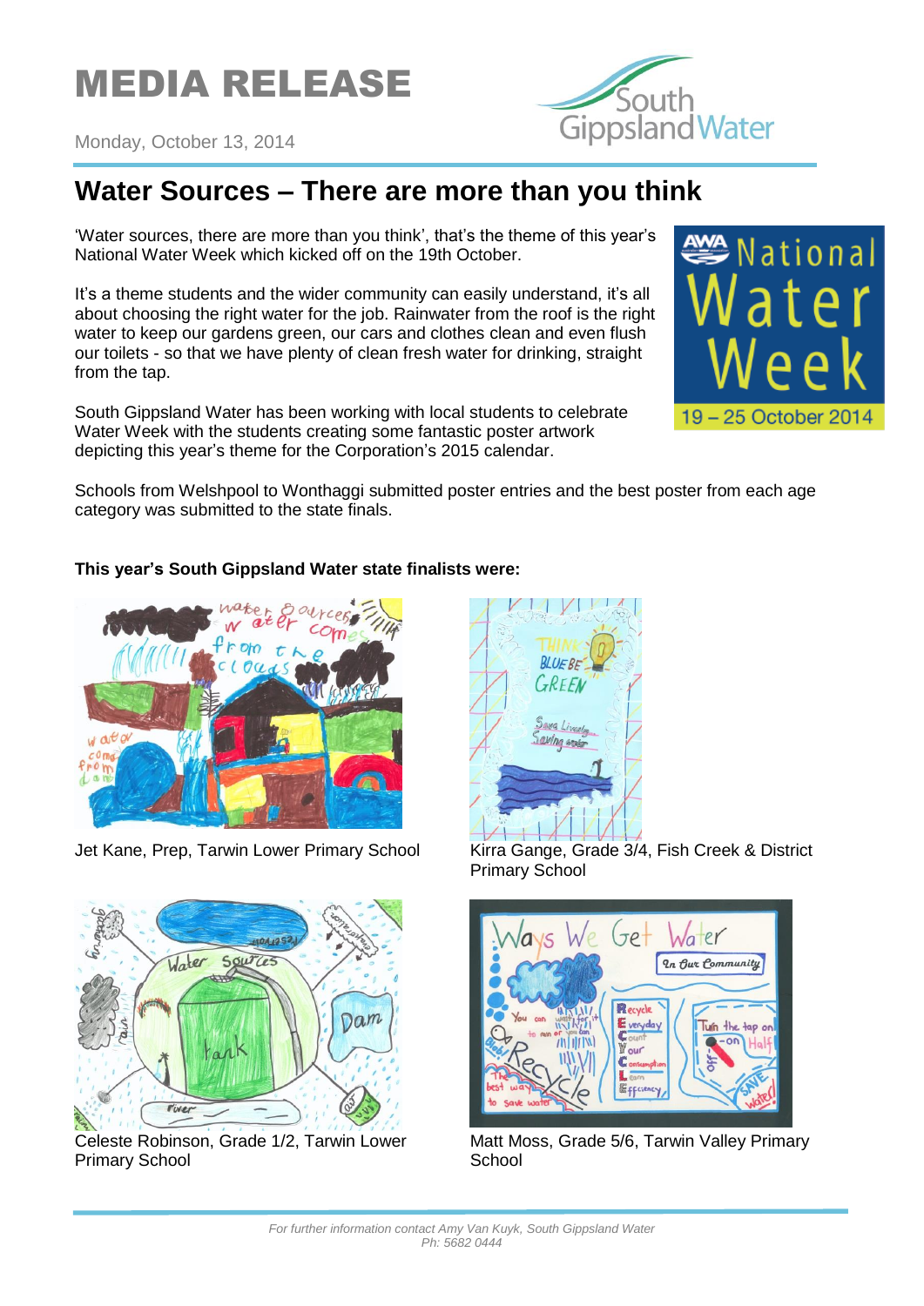# MEDIA RELEASE

Monday, October 13, 2014

## Water Sources – There are more than you think

'Water sources, there are more than you think', that's the theme of this year's National Water Week which kicked off on the 19th October.

It's a theme students and the wider community can easily understand, it's all about choosing the right water for the job. Rainwater from the roof is the right water to keep our gardens green, our cars and clothes clean and even flush our toilets - so that we have plenty of clean fresh water for drinking, straight from the tap.

South Gippsland Water has been working with local students to celebrate Water Week with the students creating some fantastic poster artwork depicting this year's theme for the Corporation's 2015 calendar.

Schools from Welshpool to Wonthaggi submitted poster entries and the best poster from each age category was submitted to the state finals.

**This year's South Gippsland Water state finalists were:**

Jet Kane, Prep, Tarwin Lower Primary School

Kirra Gange, Grade 3/4, Fish Creek & District Primary School

Celeste Robinson, Grade 1/2, Tarwin Lower Primary School

Matt Moss, Grade 5/6, Tarwin Valley Primary School

*For further information contact Amy Van Kuyk, South Gippsland Water Ph: 5682 0444*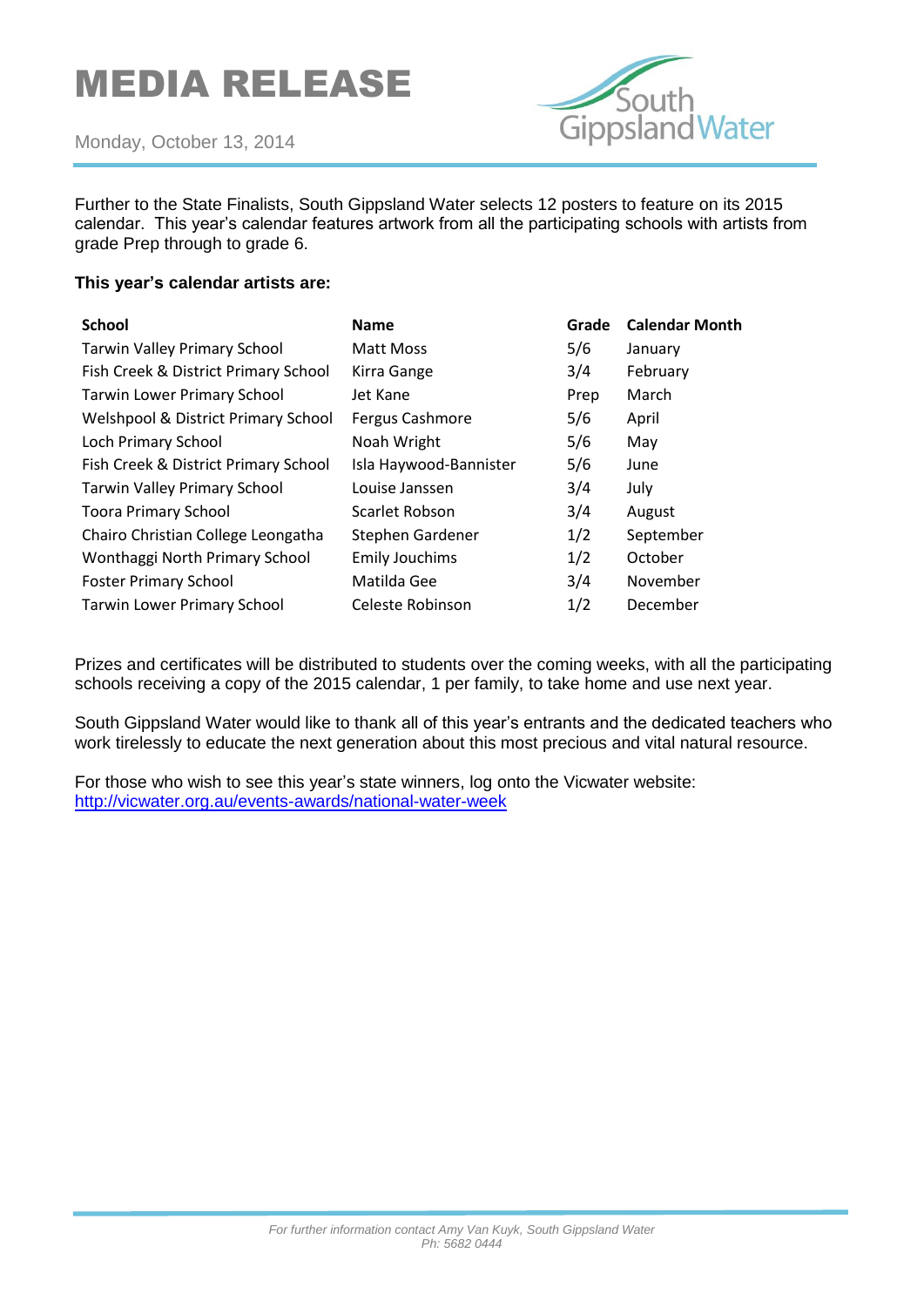# MEDIA RELEASE

Monday, October 13, 2014

Further to the State Finalists, South Gippsland Water selects 12 posters to feature on its 2015 calendar. This year's calendar features artwork from all the participating schools with artists from grade Prep through to grade 6.

**This year's calendar artists are:**

| School | Name | Grade | Calendar Month |
|---|---|---|---|
| Tarwin Valley Primary School | Matt Moss | 5/6 | January |
| Fish Creek & District Primary School | Kirra Gange | 3/4 | February |
| Tarwin Lower Primary School | Jet Kane | Prep | March |
| Welshpool & District Primary School | Fergus Cashmore | 5/6 | April |
| Loch Primary School | Noah Wright | 5/6 | May |
| Fish Creek & District Primary School | Isla Haywood-Bannister | 5/6 | June |
| Tarwin Valley Primary School | Louise Janssen | 3/4 | July |
| Toora Primary School | Scarlet Robson | 3/4 | August |
| Chairo Christian College Leongatha | Stephen Gardener | 1/2 | September |
| Wonthaggi North Primary School | Emily Jouchims | 1/2 | October |
| Foster Primary School | Matilda Gee | 3/4 | November |
| Tarwin Lower Primary School | Celeste Robinson | 1/2 | December |

Prizes and certificates will be distributed to students over the coming weeks, with all the participating schools receiving a copy of the 2015 calendar, 1 per family, to take home and use next year.

South Gippsland Water would like to thank all of this year's entrants and the dedicated teachers who work tirelessly to educate the next generation about this most precious and vital natural resource.

For those who wish to see this year's state winners, log onto the Vicwater website:
http://vicwater.org.au/events-awards/national-water-week

*For further information contact Amy Van Kuyk, South Gippsland Water*
*Ph: 5682 0444*